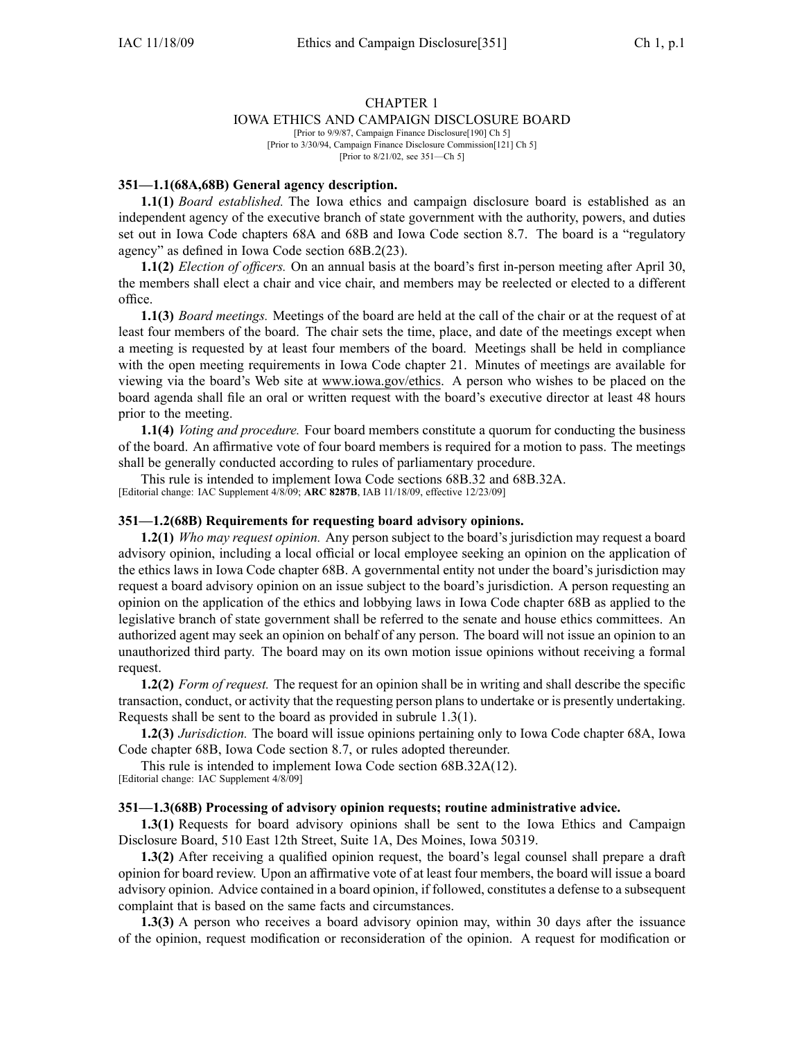# CHAPTER 1
## IOWA ETHICS AND CAMPAIGN DISCLOSURE BOARD

[Prior to 9/9/87, Campaign Finance Disclosure[190] Ch 5]
[Prior to 3/30/94, Campaign Finance Disclosure Commission[121] Ch 5]
[Prior to 8/21/02, see 351—Ch 5]

### 351—1.1(68A,68B) General agency description.

**1.1(1)** *Board established.* The Iowa ethics and campaign disclosure board is established as an independent agency of the executive branch of state government with the authority, powers, and duties set out in Iowa Code chapters 68A and 68B and Iowa Code section 8.7. The board is a "regulatory agency" as defined in Iowa Code section 68B.2(23).

**1.1(2)** *Election of officers.* On an annual basis at the board's first in-person meeting after April 30, the members shall elect a chair and vice chair, and members may be reelected or elected to a different office.

**1.1(3)** *Board meetings.* Meetings of the board are held at the call of the chair or at the request of at least four members of the board. The chair sets the time, place, and date of the meetings except when a meeting is requested by at least four members of the board. Meetings shall be held in compliance with the open meeting requirements in Iowa Code chapter 21. Minutes of meetings are available for viewing via the board's Web site at www.iowa.gov/ethics. A person who wishes to be placed on the board agenda shall file an oral or written request with the board's executive director at least 48 hours prior to the meeting.

**1.1(4)** *Voting and procedure.* Four board members constitute a quorum for conducting the business of the board. An affirmative vote of four board members is required for a motion to pass. The meetings shall be generally conducted according to rules of parliamentary procedure.

This rule is intended to implement Iowa Code sections 68B.32 and 68B.32A.
[Editorial change: IAC Supplement 4/8/09; **ARC 8287B**, IAB 11/18/09, effective 12/23/09]

### 351—1.2(68B) Requirements for requesting board advisory opinions.

**1.2(1)** *Who may request opinion.* Any person subject to the board's jurisdiction may request a board advisory opinion, including a local official or local employee seeking an opinion on the application of the ethics laws in Iowa Code chapter 68B. A governmental entity not under the board's jurisdiction may request a board advisory opinion on an issue subject to the board's jurisdiction. A person requesting an opinion on the application of the ethics and lobbying laws in Iowa Code chapter 68B as applied to the legislative branch of state government shall be referred to the senate and house ethics committees. An authorized agent may seek an opinion on behalf of any person. The board will not issue an opinion to an unauthorized third party. The board may on its own motion issue opinions without receiving a formal request.

**1.2(2)** *Form of request.* The request for an opinion shall be in writing and shall describe the specific transaction, conduct, or activity that the requesting person plans to undertake or is presently undertaking. Requests shall be sent to the board as provided in subrule 1.3(1).

**1.2(3)** *Jurisdiction.* The board will issue opinions pertaining only to Iowa Code chapter 68A, Iowa Code chapter 68B, Iowa Code section 8.7, or rules adopted thereunder.

This rule is intended to implement Iowa Code section 68B.32A(12).
[Editorial change: IAC Supplement 4/8/09]

### 351—1.3(68B) Processing of advisory opinion requests; routine administrative advice.

**1.3(1)** Requests for board advisory opinions shall be sent to the Iowa Ethics and Campaign Disclosure Board, 510 East 12th Street, Suite 1A, Des Moines, Iowa 50319.

**1.3(2)** After receiving a qualified opinion request, the board's legal counsel shall prepare a draft opinion for board review. Upon an affirmative vote of at least four members, the board will issue a board advisory opinion. Advice contained in a board opinion, if followed, constitutes a defense to a subsequent complaint that is based on the same facts and circumstances.

**1.3(3)** A person who receives a board advisory opinion may, within 30 days after the issuance of the opinion, request modification or reconsideration of the opinion. A request for modification or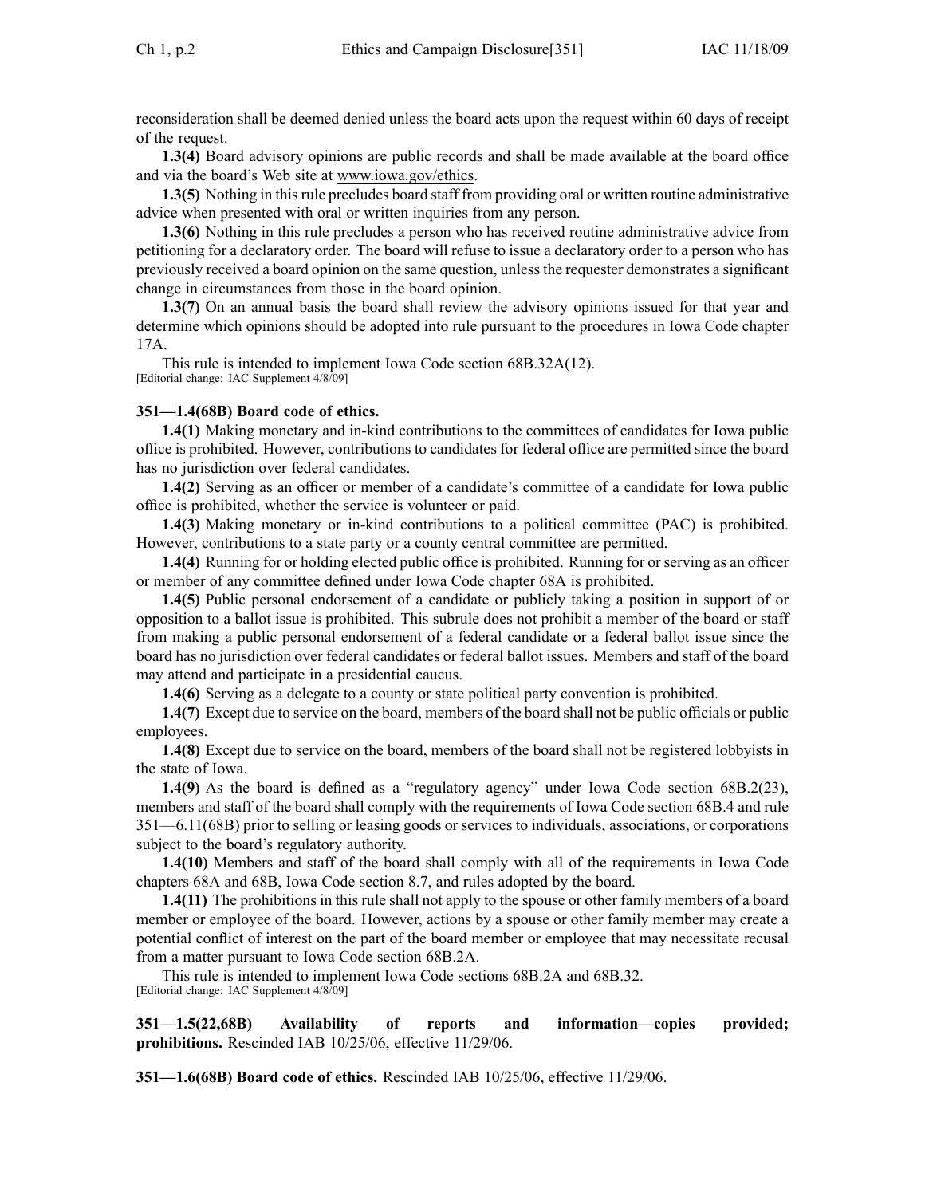reconsideration shall be deemed denied unless the board acts upon the request within 60 days of receipt of the request.

**1.3(4)** Board advisory opinions are public records and shall be made available at the board office and via the board's Web site at www.iowa.gov/ethics.

**1.3(5)** Nothing in this rule precludes board staff from providing oral or written routine administrative advice when presented with oral or written inquiries from any person.

**1.3(6)** Nothing in this rule precludes a person who has received routine administrative advice from petitioning for a declaratory order. The board will refuse to issue a declaratory order to a person who has previously received a board opinion on the same question, unless the requester demonstrates a significant change in circumstances from those in the board opinion.

**1.3(7)** On an annual basis the board shall review the advisory opinions issued for that year and determine which opinions should be adopted into rule pursuant to the procedures in Iowa Code chapter 17A.

This rule is intended to implement Iowa Code section 68B.32A(12).
[Editorial change: IAC Supplement 4/8/09]

**351—1.4(68B) Board code of ethics.**

**1.4(1)** Making monetary and in-kind contributions to the committees of candidates for Iowa public office is prohibited. However, contributions to candidates for federal office are permitted since the board has no jurisdiction over federal candidates.

**1.4(2)** Serving as an officer or member of a candidate's committee of a candidate for Iowa public office is prohibited, whether the service is volunteer or paid.

**1.4(3)** Making monetary or in-kind contributions to a political committee (PAC) is prohibited. However, contributions to a state party or a county central committee are permitted.

**1.4(4)** Running for or holding elected public office is prohibited. Running for or serving as an officer or member of any committee defined under Iowa Code chapter 68A is prohibited.

**1.4(5)** Public personal endorsement of a candidate or publicly taking a position in support of or opposition to a ballot issue is prohibited. This subrule does not prohibit a member of the board or staff from making a public personal endorsement of a federal candidate or a federal ballot issue since the board has no jurisdiction over federal candidates or federal ballot issues. Members and staff of the board may attend and participate in a presidential caucus.

**1.4(6)** Serving as a delegate to a county or state political party convention is prohibited.

**1.4(7)** Except due to service on the board, members of the board shall not be public officials or public employees.

**1.4(8)** Except due to service on the board, members of the board shall not be registered lobbyists in the state of Iowa.

**1.4(9)** As the board is defined as a "regulatory agency" under Iowa Code section 68B.2(23), members and staff of the board shall comply with the requirements of Iowa Code section 68B.4 and rule 351—6.11(68B) prior to selling or leasing goods or services to individuals, associations, or corporations subject to the board's regulatory authority.

**1.4(10)** Members and staff of the board shall comply with all of the requirements in Iowa Code chapters 68A and 68B, Iowa Code section 8.7, and rules adopted by the board.

**1.4(11)** The prohibitions in this rule shall not apply to the spouse or other family members of a board member or employee of the board. However, actions by a spouse or other family member may create a potential conflict of interest on the part of the board member or employee that may necessitate recusal from a matter pursuant to Iowa Code section 68B.2A.

This rule is intended to implement Iowa Code sections 68B.2A and 68B.32.
[Editorial change: IAC Supplement 4/8/09]

**351—1.5(22,68B) Availability of reports and information—copies provided; prohibitions.** Rescinded IAB 10/25/06, effective 11/29/06.

**351—1.6(68B) Board code of ethics.** Rescinded IAB 10/25/06, effective 11/29/06.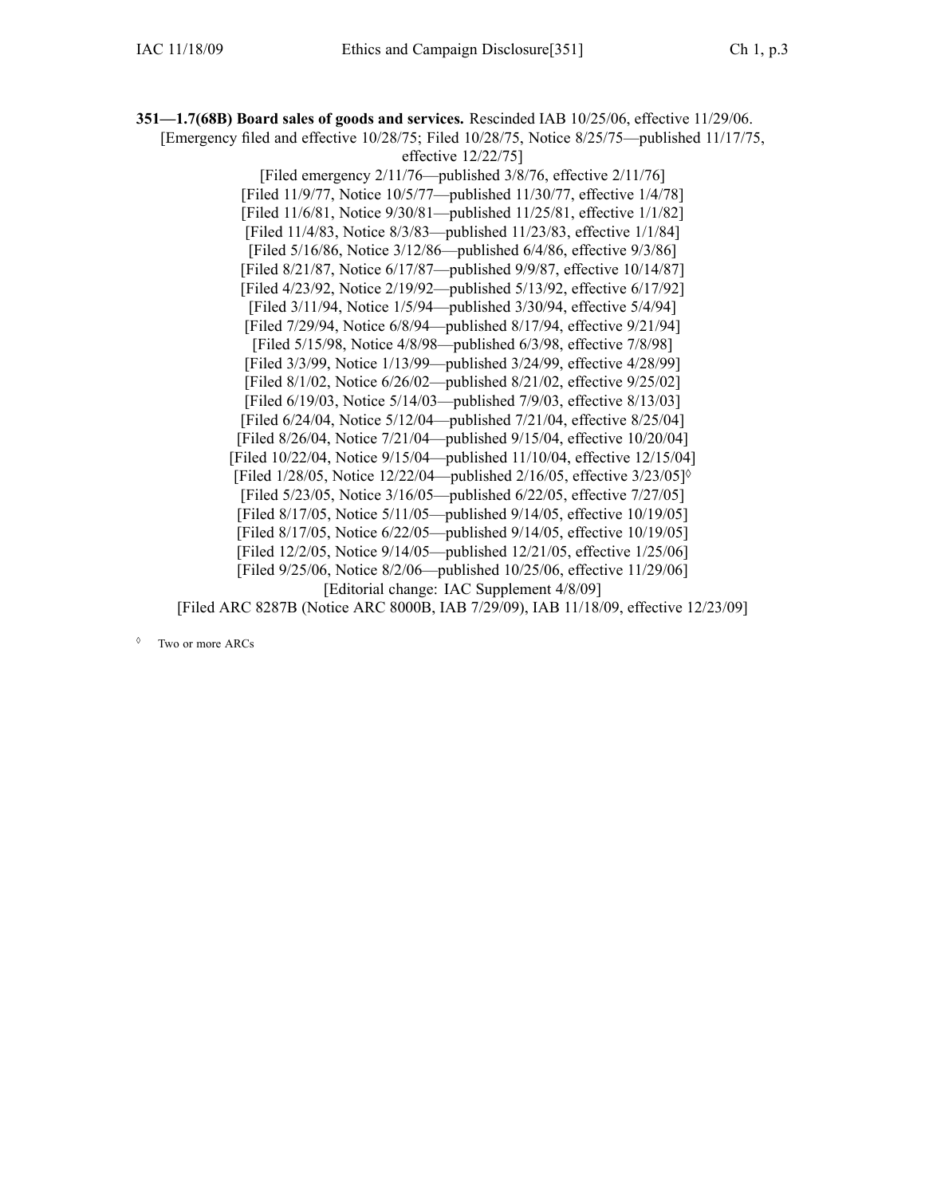**351—1.7(68B) Board sales of goods and services.** Rescinded IAB 10/25/06, effective 11/29/06.

[Emergency filed and effective 10/28/75; Filed 10/28/75, Notice 8/25/75—published 11/17/75, effective 12/22/75]

[Filed emergency 2/11/76—published 3/8/76, effective 2/11/76]

[Filed 11/9/77, Notice 10/5/77—published 11/30/77, effective 1/4/78]

[Filed 11/6/81, Notice 9/30/81—published 11/25/81, effective 1/1/82]

[Filed 11/4/83, Notice 8/3/83—published 11/23/83, effective 1/1/84]

[Filed 5/16/86, Notice 3/12/86—published 6/4/86, effective 9/3/86]

[Filed 8/21/87, Notice 6/17/87—published 9/9/87, effective 10/14/87]

[Filed 4/23/92, Notice 2/19/92—published 5/13/92, effective 6/17/92]

[Filed 3/11/94, Notice 1/5/94—published 3/30/94, effective 5/4/94]

[Filed 7/29/94, Notice 6/8/94—published 8/17/94, effective 9/21/94]

[Filed 5/15/98, Notice 4/8/98—published 6/3/98, effective 7/8/98]

[Filed 3/3/99, Notice 1/13/99—published 3/24/99, effective 4/28/99]

[Filed 8/1/02, Notice 6/26/02—published 8/21/02, effective 9/25/02]

[Filed 6/19/03, Notice 5/14/03—published 7/9/03, effective 8/13/03]

[Filed 6/24/04, Notice 5/12/04—published 7/21/04, effective 8/25/04]

[Filed 8/26/04, Notice 7/21/04—published 9/15/04, effective 10/20/04]

[Filed 10/22/04, Notice 9/15/04—published 11/10/04, effective 12/15/04]

[Filed 1/28/05, Notice 12/22/04—published 2/16/05, effective 3/23/05]◊

[Filed 5/23/05, Notice 3/16/05—published 6/22/05, effective 7/27/05]

[Filed 8/17/05, Notice 5/11/05—published 9/14/05, effective 10/19/05]

[Filed 8/17/05, Notice 6/22/05—published 9/14/05, effective 10/19/05]

[Filed 12/2/05, Notice 9/14/05—published 12/21/05, effective 1/25/06]

[Filed 9/25/06, Notice 8/2/06—published 10/25/06, effective 11/29/06]

[Editorial change: IAC Supplement 4/8/09]

[Filed ARC 8287B (Notice ARC 8000B, IAB 7/29/09), IAB 11/18/09, effective 12/23/09]

◊ Two or more ARCs